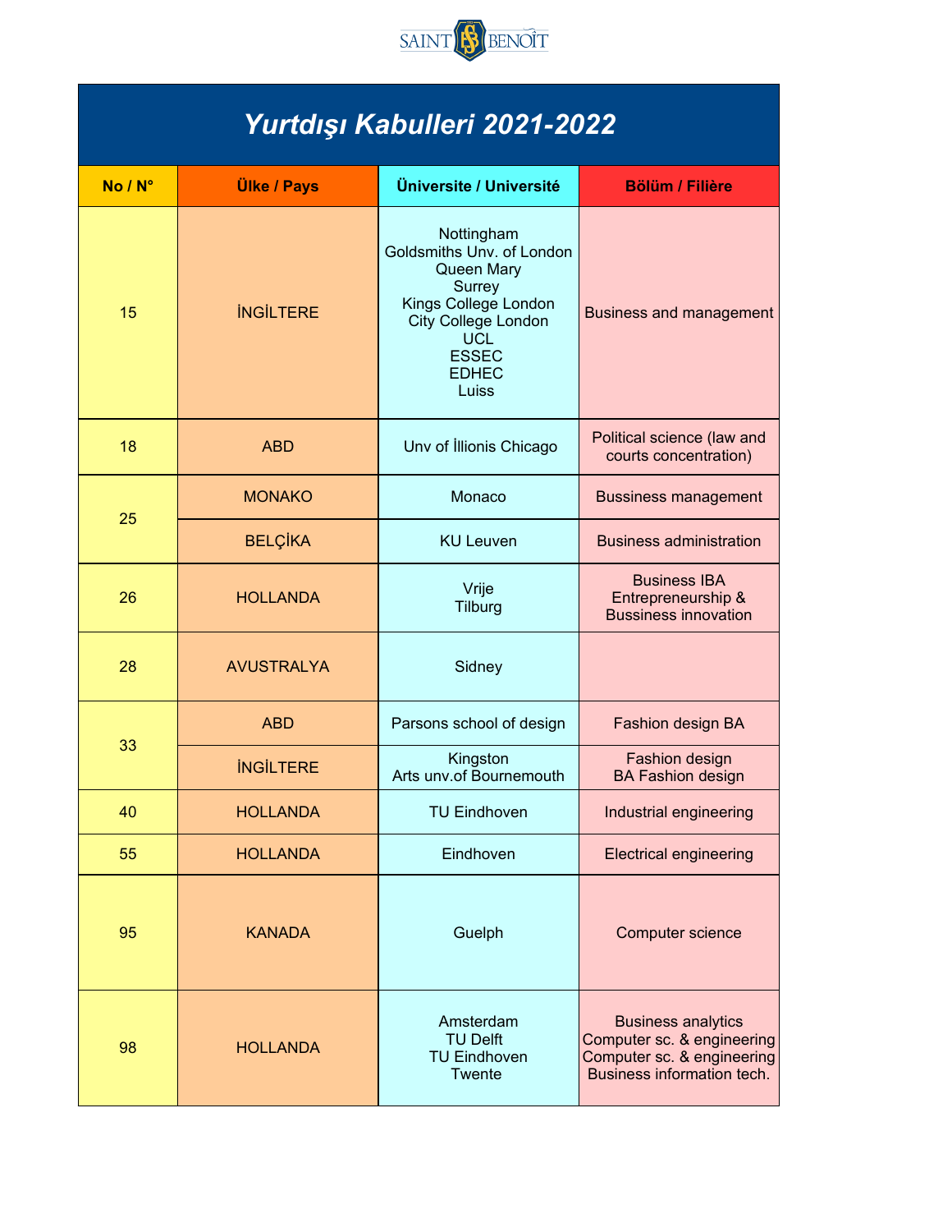# Yurtdışı Kabulleri 2021-2022

| No / N° | Ülke / Pays | Üniversite / Université | Bölüm / Filière |
|---|---|---|---|
| 15 | İNGİLTERE | Nottingham<br>Goldsmiths Unv. of London<br>Queen Mary<br>Surrey<br>Kings College London<br>City College London<br>UCL<br>ESSEC<br>EDHEC<br>Luiss | Business and management |
| 18 | ABD | Unv of İllionis Chicago | Political science (law and courts concentration) |
| 25 | MONAKO | Monaco | Bussiness management |
| | BELÇİKA | KU Leuven | Business administration |
| 26 | HOLLANDA | Vrije<br>Tilburg | Business IBA<br>Entrepreneurship & Bussiness innovation |
| 28 | AVUSTRALYA | Sidney | |
| 33 | ABD | Parsons school of design | Fashion design BA |
| | İNGİLTERE | Kingston<br>Arts unv.of Bournemouth | Fashion design<br>BA Fashion design |
| 40 | HOLLANDA | TU Eindhoven | Industrial engineering |
| 55 | HOLLANDA | Eindhoven | Electrical engineering |
| 95 | KANADA | Guelph | Computer science |
| 98 | HOLLANDA | Amsterdam<br>TU Delft<br>TU Eindhoven<br>Twente | Business analytics<br>Computer sc. & engineering<br>Computer sc. & engineering<br>Business information tech. |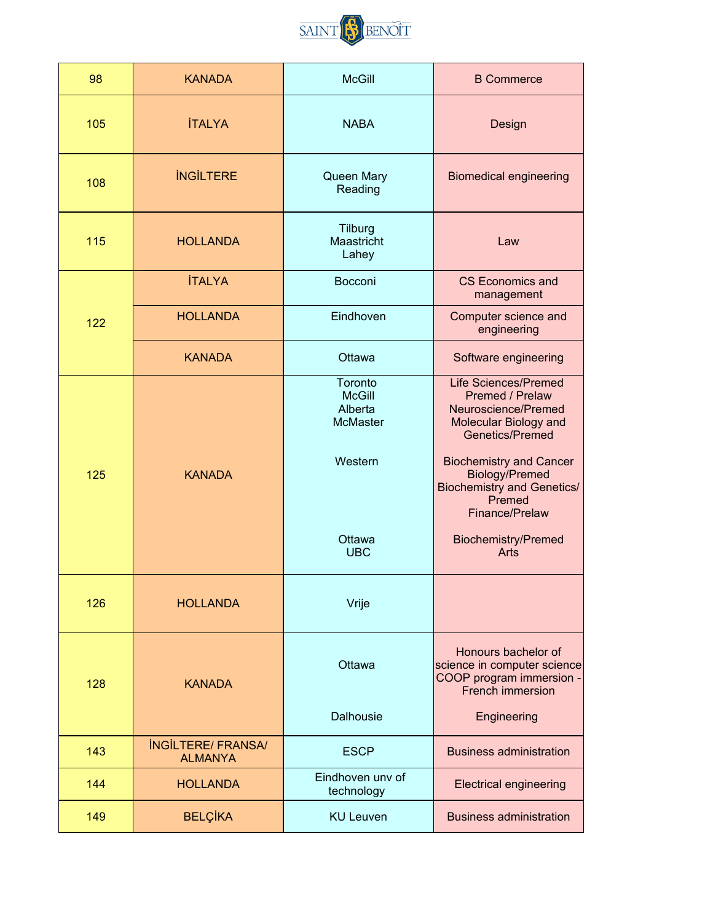| 98 | KANADA | McGill | B Commerce |
|---|---|---|---|
| 105 | İTALYA | NABA | Design |
| 108 | İNGİLTERE | Queen Mary<br>Reading | Biomedical engineering |
| 115 | HOLLANDA | Tilburg<br>Maastricht<br>Lahey | Law |
| 122 | İTALYA | Bocconi | CS Economics and management |
| | HOLLANDA | Eindhoven | Computer science and engineering |
| | KANADA | Ottawa | Software engineering |
| 125 | KANADA | Toronto<br>McGill<br>Alberta<br>McMaster<br><br>Western<br><br>Ottawa<br>UBC | Life Sciences/Premed<br>Premed / Prelaw<br>Neuroscience/Premed<br>Molecular Biology and Genetics/Premed<br><br>Biochemistry and Cancer Biology/Premed<br>Biochemistry and Genetics/ Premed<br>Finance/Prelaw<br><br>Biochemistry/Premed<br>Arts |
| 126 | HOLLANDA | Vrije | |
| 128 | KANADA | Ottawa<br><br>Dalhousie | Honours bachelor of science in computer science COOP program immersion - French immersion<br><br>Engineering |
| 143 | İNGİLTERE/ FRANSA/ ALMANYA | ESCP | Business administration |
| 144 | HOLLANDA | Eindhoven unv of technology | Electrical engineering |
| 149 | BELÇİKA | KU Leuven | Business administration |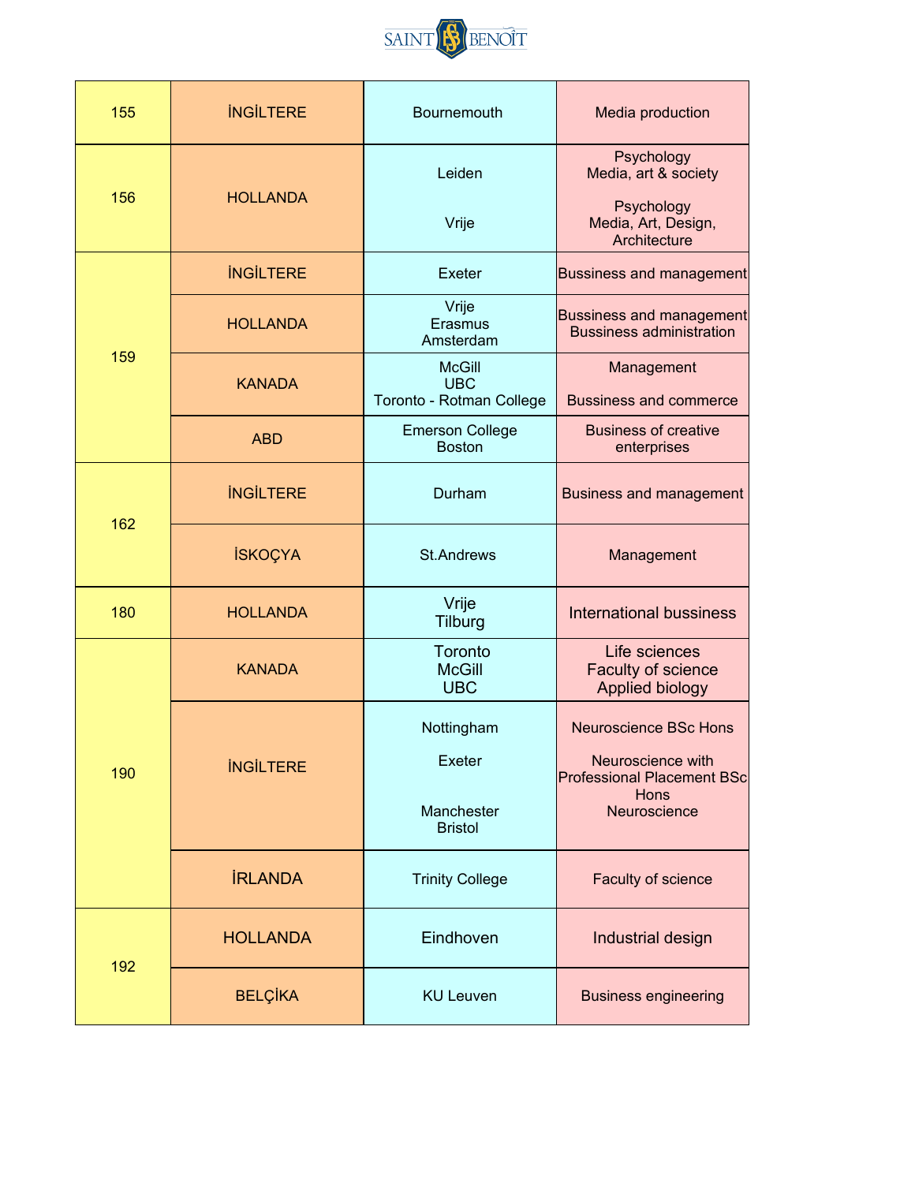| | | | |
|---|---|---|---|
| 155 | İNGİLTERE | Bournemouth | Media production |
| 156 | HOLLANDA | Leiden<br><br>Vrije | Psychology<br>Media, art & society<br><br>Psychology<br>Media, Art, Design, Architecture |
| 159 | İNGİLTERE | Exeter | Bussiness and management |
| | HOLLANDA | Vrije<br>Erasmus<br>Amsterdam | Bussiness and management<br>Bussiness administration |
| | KANADA | McGill<br>UBC<br>Toronto - Rotman College | Management<br><br>Bussiness and commerce |
| | ABD | Emerson College<br>Boston | Business of creative enterprises |
| 162 | İNGİLTERE | Durham | Business and management |
| | İSKOÇYA | St.Andrews | Management |
| 180 | HOLLANDA | Vrije<br>Tilburg | International bussiness |
| 190 | KANADA | Toronto<br>McGill<br>UBC | Life sciences<br>Faculty of science<br>Applied biology |
| | İNGİLTERE | Nottingham<br><br>Exeter<br><br>Manchester<br>Bristol | Neuroscience BSc Hons<br><br>Neuroscience with Professional Placement BSc Hons<br>Neuroscience |
| | İRLANDA | Trinity College | Faculty of science |
| 192 | HOLLANDA | Eindhoven | Industrial design |
| | BELÇİKA | KU Leuven | Business engineering |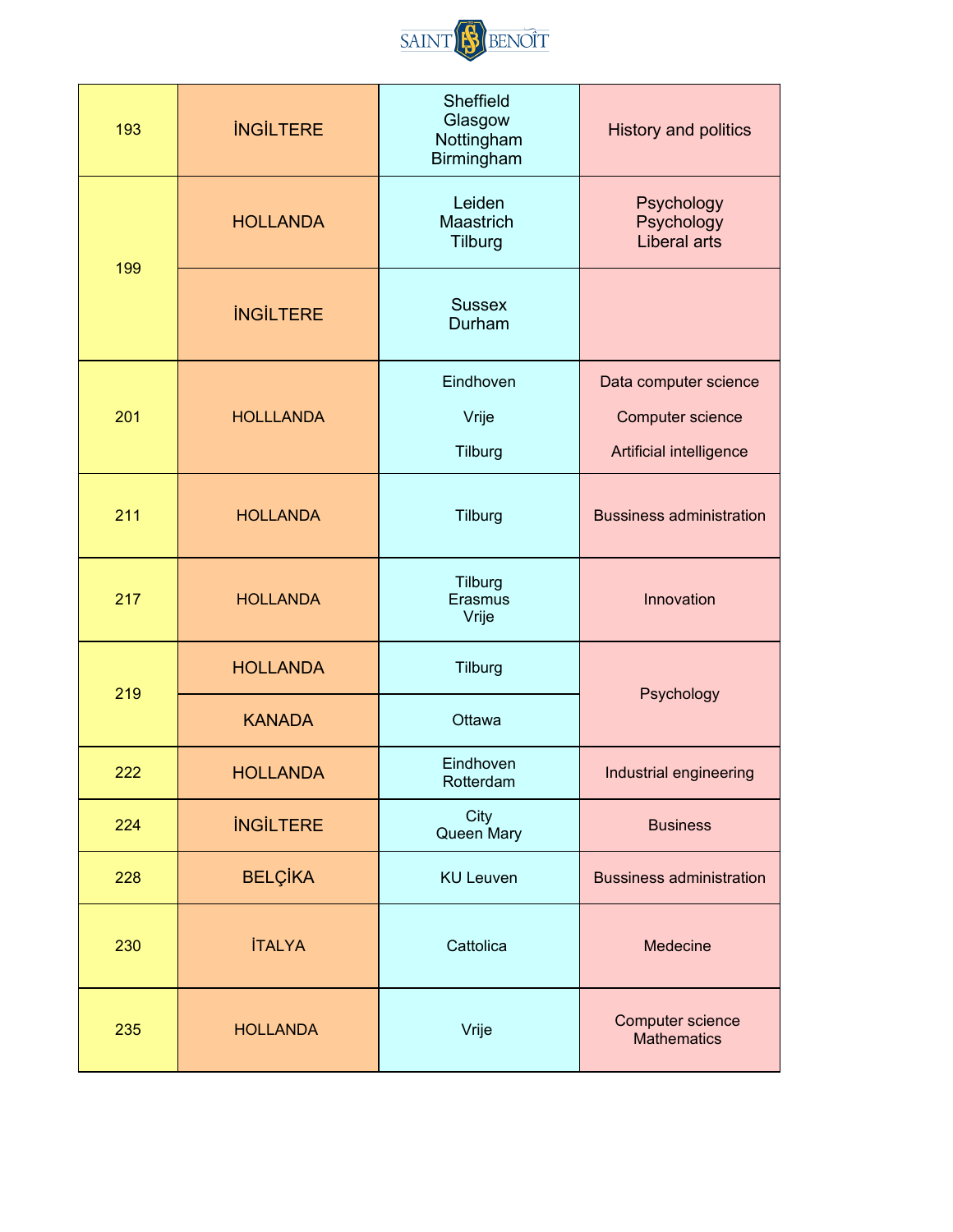| | | | |
|---|---|---|---|
| 193 | İNGİLTERE | Sheffield<br>Glasgow<br>Nottingham<br>Birmingham | History and politics |
| 199 | HOLLANDA | Leiden<br>Maastrich<br>Tilburg | Psychology<br>Psychology<br>Liberal arts |
| | İNGİLTERE | Sussex<br>Durham | |
| 201 | HOLLLANDA | Eindhoven<br>Vrije<br>Tilburg | Data computer science<br>Computer science<br>Artificial intelligence |
| 211 | HOLLANDA | Tilburg | Bussiness administration |
| 217 | HOLLANDA | Tilburg<br>Erasmus<br>Vrije | Innovation |
| 219 | HOLLANDA | Tilburg | Psychology |
| | KANADA | Ottawa | |
| 222 | HOLLANDA | Eindhoven<br>Rotterdam | Industrial engineering |
| 224 | İNGİLTERE | City<br>Queen Mary | Business |
| 228 | BELÇİKA | KU Leuven | Bussiness administration |
| 230 | İTALYA | Cattolica | Medecine |
| 235 | HOLLANDA | Vrije | Computer science<br>Mathematics |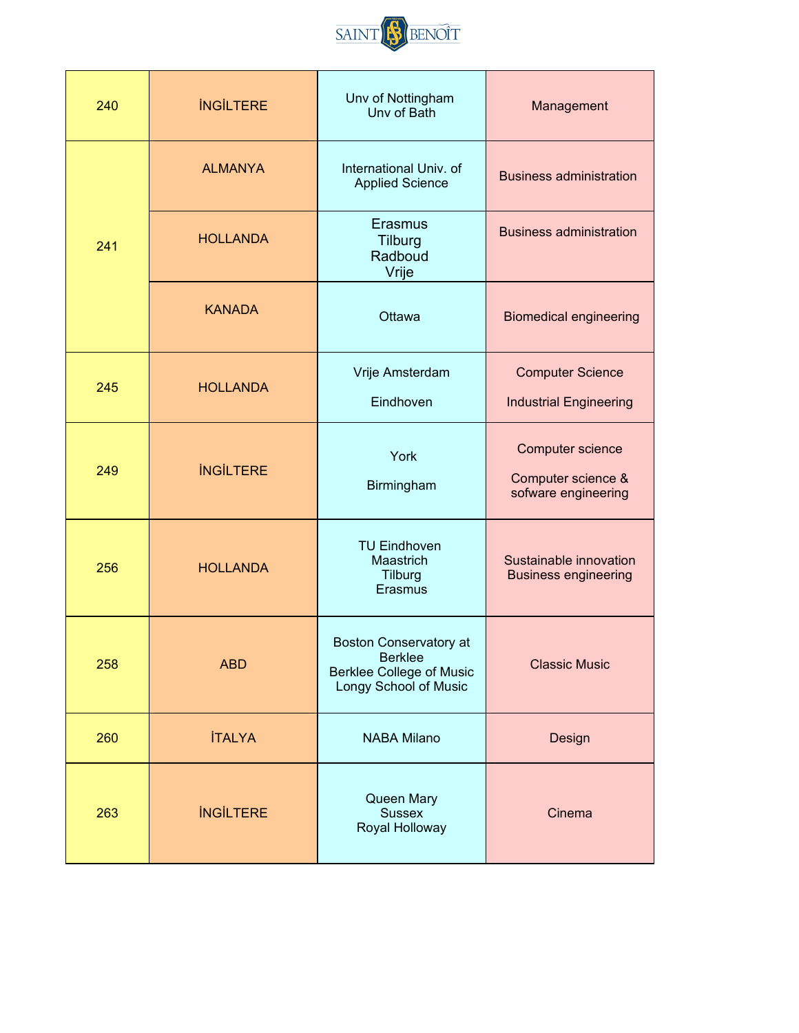| | | | |
|---|---|---|---|
| 240 | İNGİLTERE | Unv of Nottingham<br>Unv of Bath | Management |
| 241 | ALMANYA | International Univ. of Applied Science | Business administration |
| | HOLLANDA | Erasmus<br>Tilburg<br>Radboud<br>Vrije | Business administration |
| | KANADA | Ottawa | Biomedical engineering |
| 245 | HOLLANDA | Vrije Amsterdam<br><br>Eindhoven | Computer Science<br><br>Industrial Engineering |
| 249 | İNGİLTERE | York<br><br>Birmingham | Computer science<br><br>Computer science & sofware engineering |
| 256 | HOLLANDA | TU Eindhoven<br>Maastrich<br>Tilburg<br>Erasmus | Sustainable innovation<br>Business engineering |
| 258 | ABD | Boston Conservatory at Berklee<br>Berklee College of Music<br>Longy School of Music | Classic Music |
| 260 | İTALYA | NABA Milano | Design |
| 263 | İNGİLTERE | Queen Mary<br>Sussex<br>Royal Holloway | Cinema |